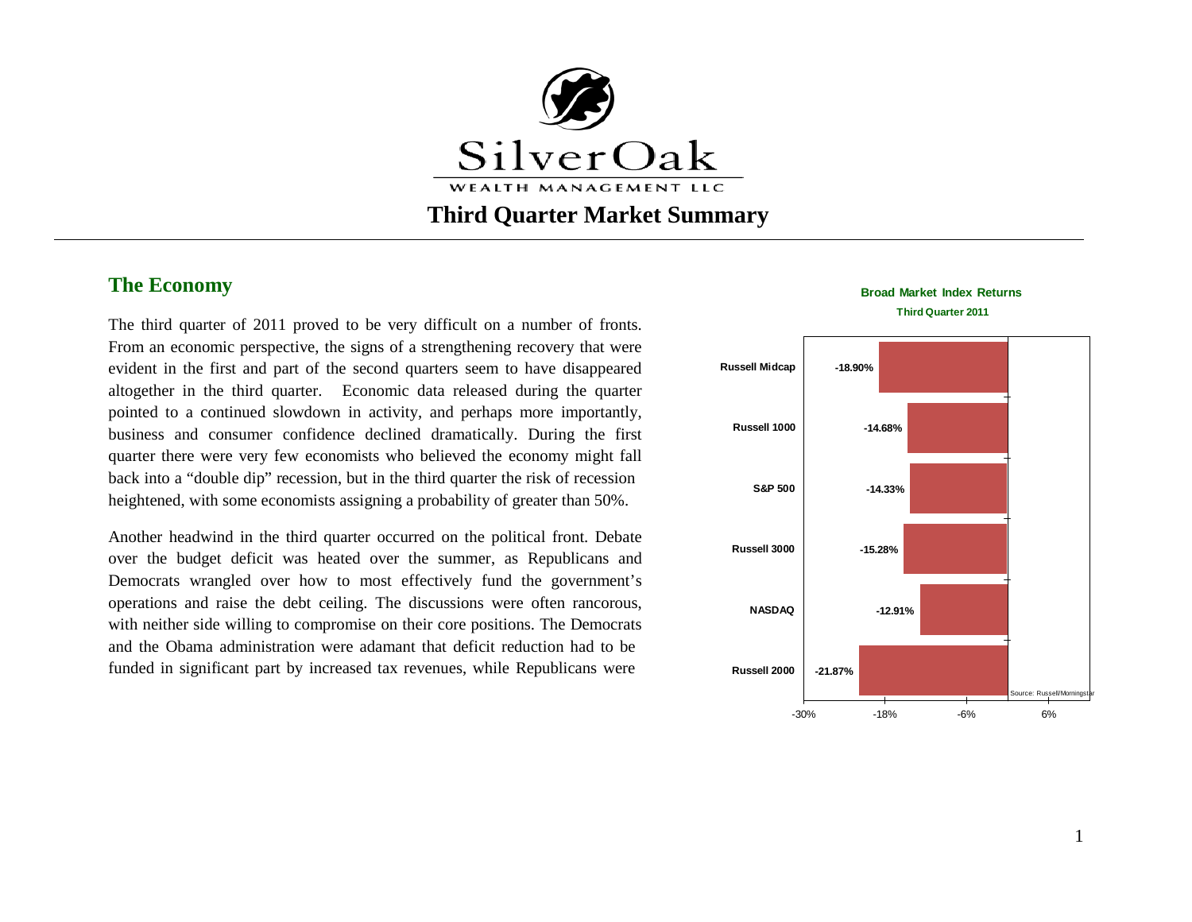SilverOak
WEALTH MANAGEMENT LLC

# Third Quarter Market Summary

## The Economy

The third quarter of 2011 proved to be very difficult on a number of fronts. From an economic perspective, the signs of a strengthening recovery that were evident in the first and part of the second quarters seem to have disappeared altogether in the third quarter. Economic data released during the quarter pointed to a continued slowdown in activity, and perhaps more importantly, business and consumer confidence declined dramatically. During the first quarter there were very few economists who believed the economy might fall back into a "double dip" recession, but in the third quarter the risk of recession heightened, with some economists assigning a probability of greater than 50%.

**Broad Market Index Returns**
**Third Quarter 2011**

| Index | Return |
| --- | --- |
| Russell Midcap | -18.90% |
| Russell 1000 | -14.68% |
| S&P 500 | -14.33% |
| Russell 3000 | -15.28% |
| NASDAQ | -12.91% |
| Russell 2000 | -21.87% |

Source: Russell/Morningstar

Another headwind in the third quarter occurred on the political front. Debate over the budget deficit was heated over the summer, as Republicans and Democrats wrangled over how to most effectively fund the government's operations and raise the debt ceiling. The discussions were often rancorous, with neither side willing to compromise on their core positions. The Democrats and the Obama administration were adamant that deficit reduction had to be funded in significant part by increased tax revenues, while Republicans were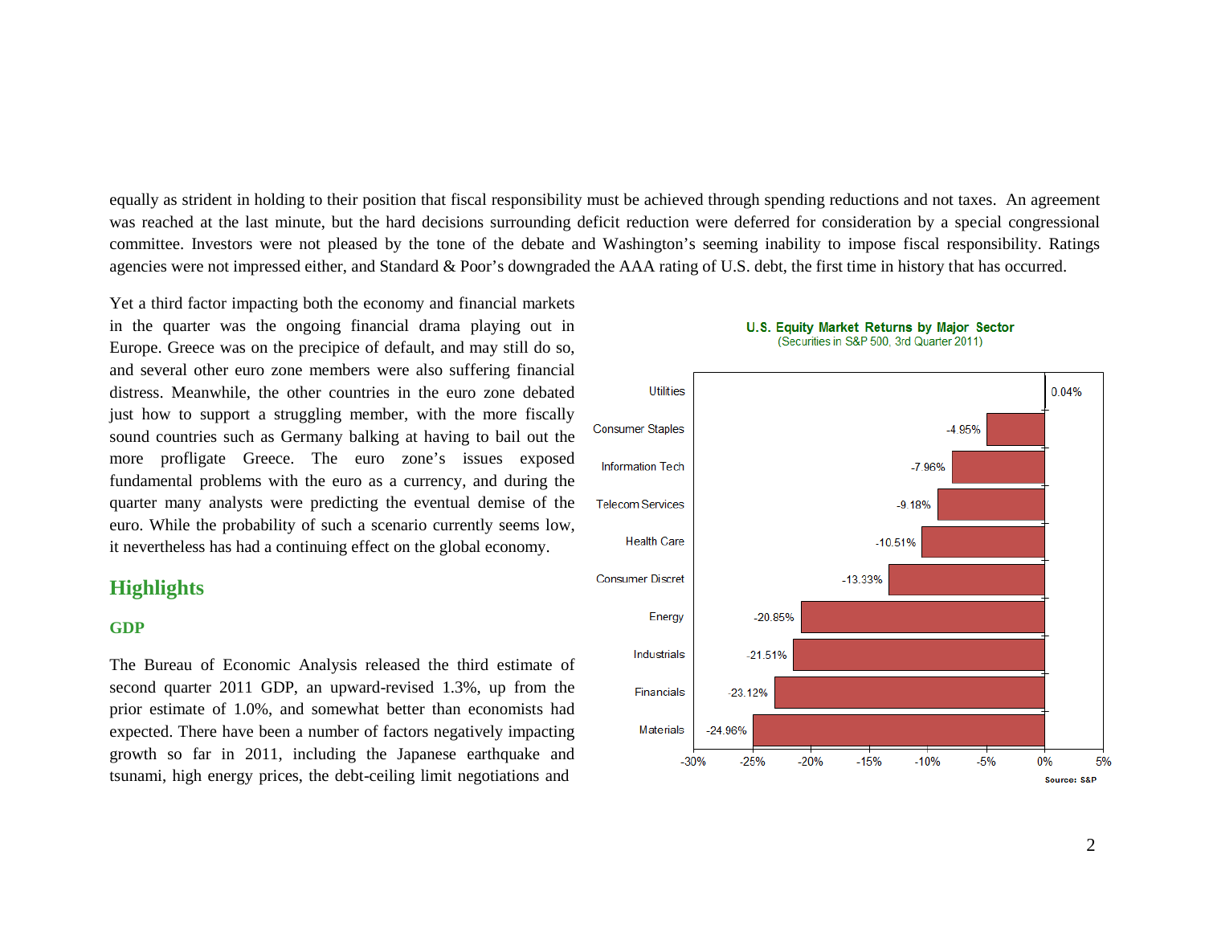equally as strident in holding to their position that fiscal responsibility must be achieved through spending reductions and not taxes. An agreement was reached at the last minute, but the hard decisions surrounding deficit reduction were deferred for consideration by a special congressional committee. Investors were not pleased by the tone of the debate and Washington's seeming inability to impose fiscal responsibility. Ratings agencies were not impressed either, and Standard & Poor's downgraded the AAA rating of U.S. debt, the first time in history that has occurred.

Yet a third factor impacting both the economy and financial markets in the quarter was the ongoing financial drama playing out in Europe. Greece was on the precipice of default, and may still do so, and several other euro zone members were also suffering financial distress. Meanwhile, the other countries in the euro zone debated just how to support a struggling member, with the more fiscally sound countries such as Germany balking at having to bail out the more profligate Greece. The euro zone's issues exposed fundamental problems with the euro as a currency, and during the quarter many analysts were predicting the eventual demise of the euro. While the probability of such a scenario currently seems low, it nevertheless has had a continuing effect on the global economy.

**U.S. Equity Market Returns by Major Sector**
(Securities in S&P 500, 3rd Quarter 2011)

| Sector | Return |
|---|---|
| Utilities | 0.04% |
| Consumer Staples | -4.95% |
| Information Tech | -7.96% |
| Telecom Services | -9.18% |
| Health Care | -10.51% |
| Consumer Discret | -13.33% |
| Energy | -20.85% |
| Industrials | -21.51% |
| Financials | -23.12% |
| Materials | -24.96% |

Source: S&P

## Highlights

### GDP

The Bureau of Economic Analysis released the third estimate of second quarter 2011 GDP, an upward-revised 1.3%, up from the prior estimate of 1.0%, and somewhat better than economists had expected. There have been a number of factors negatively impacting growth so far in 2011, including the Japanese earthquake and tsunami, high energy prices, the debt-ceiling limit negotiations and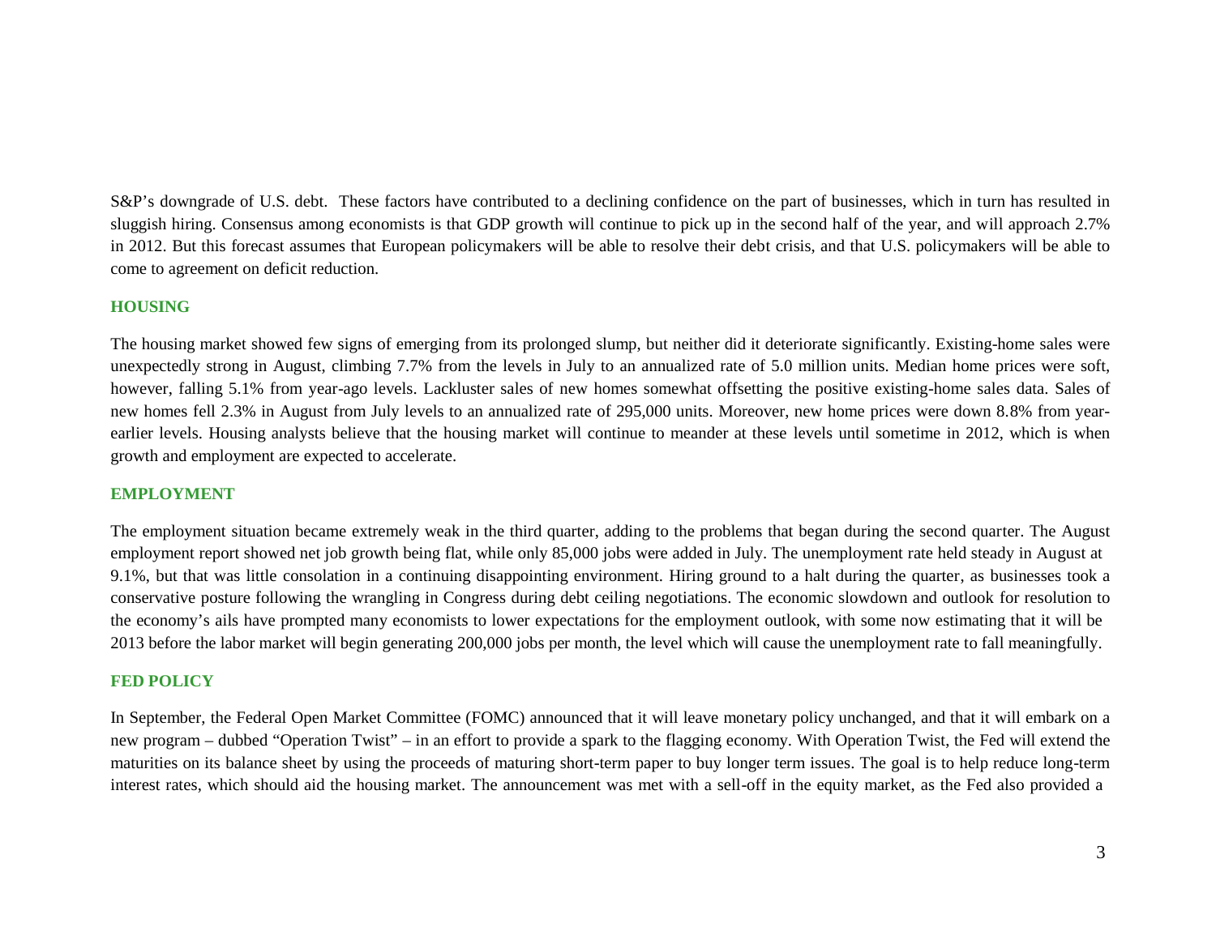S&P's downgrade of U.S. debt. These factors have contributed to a declining confidence on the part of businesses, which in turn has resulted in sluggish hiring. Consensus among economists is that GDP growth will continue to pick up in the second half of the year, and will approach 2.7% in 2012. But this forecast assumes that European policymakers will be able to resolve their debt crisis, and that U.S. policymakers will be able to come to agreement on deficit reduction.

## HOUSING

The housing market showed few signs of emerging from its prolonged slump, but neither did it deteriorate significantly. Existing-home sales were unexpectedly strong in August, climbing 7.7% from the levels in July to an annualized rate of 5.0 million units. Median home prices were soft, however, falling 5.1% from year-ago levels. Lackluster sales of new homes somewhat offsetting the positive existing-home sales data. Sales of new homes fell 2.3% in August from July levels to an annualized rate of 295,000 units. Moreover, new home prices were down 8.8% from year-earlier levels. Housing analysts believe that the housing market will continue to meander at these levels until sometime in 2012, which is when growth and employment are expected to accelerate.

## EMPLOYMENT

The employment situation became extremely weak in the third quarter, adding to the problems that began during the second quarter. The August employment report showed net job growth being flat, while only 85,000 jobs were added in July. The unemployment rate held steady in August at 9.1%, but that was little consolation in a continuing disappointing environment. Hiring ground to a halt during the quarter, as businesses took a conservative posture following the wrangling in Congress during debt ceiling negotiations. The economic slowdown and outlook for resolution to the economy's ails have prompted many economists to lower expectations for the employment outlook, with some now estimating that it will be 2013 before the labor market will begin generating 200,000 jobs per month, the level which will cause the unemployment rate to fall meaningfully.

## FED POLICY

In September, the Federal Open Market Committee (FOMC) announced that it will leave monetary policy unchanged, and that it will embark on a new program – dubbed "Operation Twist" – in an effort to provide a spark to the flagging economy. With Operation Twist, the Fed will extend the maturities on its balance sheet by using the proceeds of maturing short-term paper to buy longer term issues. The goal is to help reduce long-term interest rates, which should aid the housing market. The announcement was met with a sell-off in the equity market, as the Fed also provided a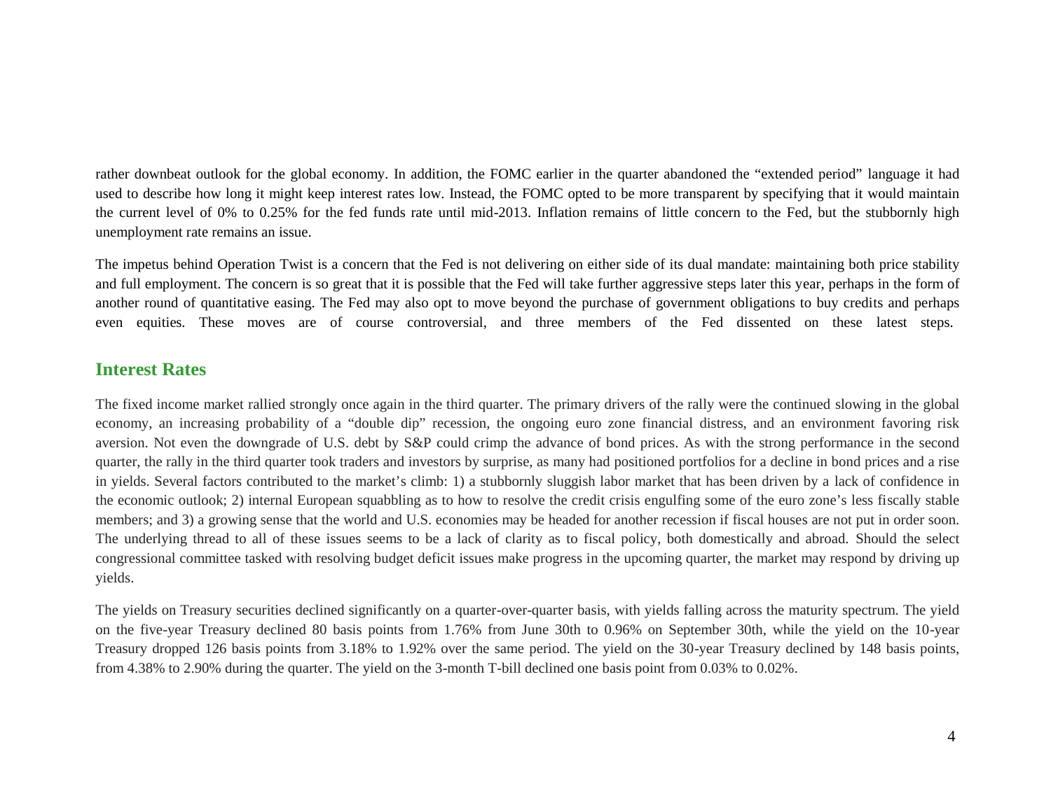rather downbeat outlook for the global economy. In addition, the FOMC earlier in the quarter abandoned the "extended period" language it had used to describe how long it might keep interest rates low. Instead, the FOMC opted to be more transparent by specifying that it would maintain the current level of 0% to 0.25% for the fed funds rate until mid-2013. Inflation remains of little concern to the Fed, but the stubbornly high unemployment rate remains an issue.

The impetus behind Operation Twist is a concern that the Fed is not delivering on either side of its dual mandate: maintaining both price stability and full employment. The concern is so great that it is possible that the Fed will take further aggressive steps later this year, perhaps in the form of another round of quantitative easing. The Fed may also opt to move beyond the purchase of government obligations to buy credits and perhaps even equities. These moves are of course controversial, and three members of the Fed dissented on these latest steps.

## Interest Rates

The fixed income market rallied strongly once again in the third quarter. The primary drivers of the rally were the continued slowing in the global economy, an increasing probability of a "double dip" recession, the ongoing euro zone financial distress, and an environment favoring risk aversion. Not even the downgrade of U.S. debt by S&P could crimp the advance of bond prices. As with the strong performance in the second quarter, the rally in the third quarter took traders and investors by surprise, as many had positioned portfolios for a decline in bond prices and a rise in yields. Several factors contributed to the market's climb: 1) a stubbornly sluggish labor market that has been driven by a lack of confidence in the economic outlook; 2) internal European squabbling as to how to resolve the credit crisis engulfing some of the euro zone's less fiscally stable members; and 3) a growing sense that the world and U.S. economies may be headed for another recession if fiscal houses are not put in order soon. The underlying thread to all of these issues seems to be a lack of clarity as to fiscal policy, both domestically and abroad. Should the select congressional committee tasked with resolving budget deficit issues make progress in the upcoming quarter, the market may respond by driving up yields.

The yields on Treasury securities declined significantly on a quarter-over-quarter basis, with yields falling across the maturity spectrum. The yield on the five-year Treasury declined 80 basis points from 1.76% from June 30th to 0.96% on September 30th, while the yield on the 10-year Treasury dropped 126 basis points from 3.18% to 1.92% over the same period. The yield on the 30-year Treasury declined by 148 basis points, from 4.38% to 2.90% during the quarter. The yield on the 3-month T-bill declined one basis point from 0.03% to 0.02%.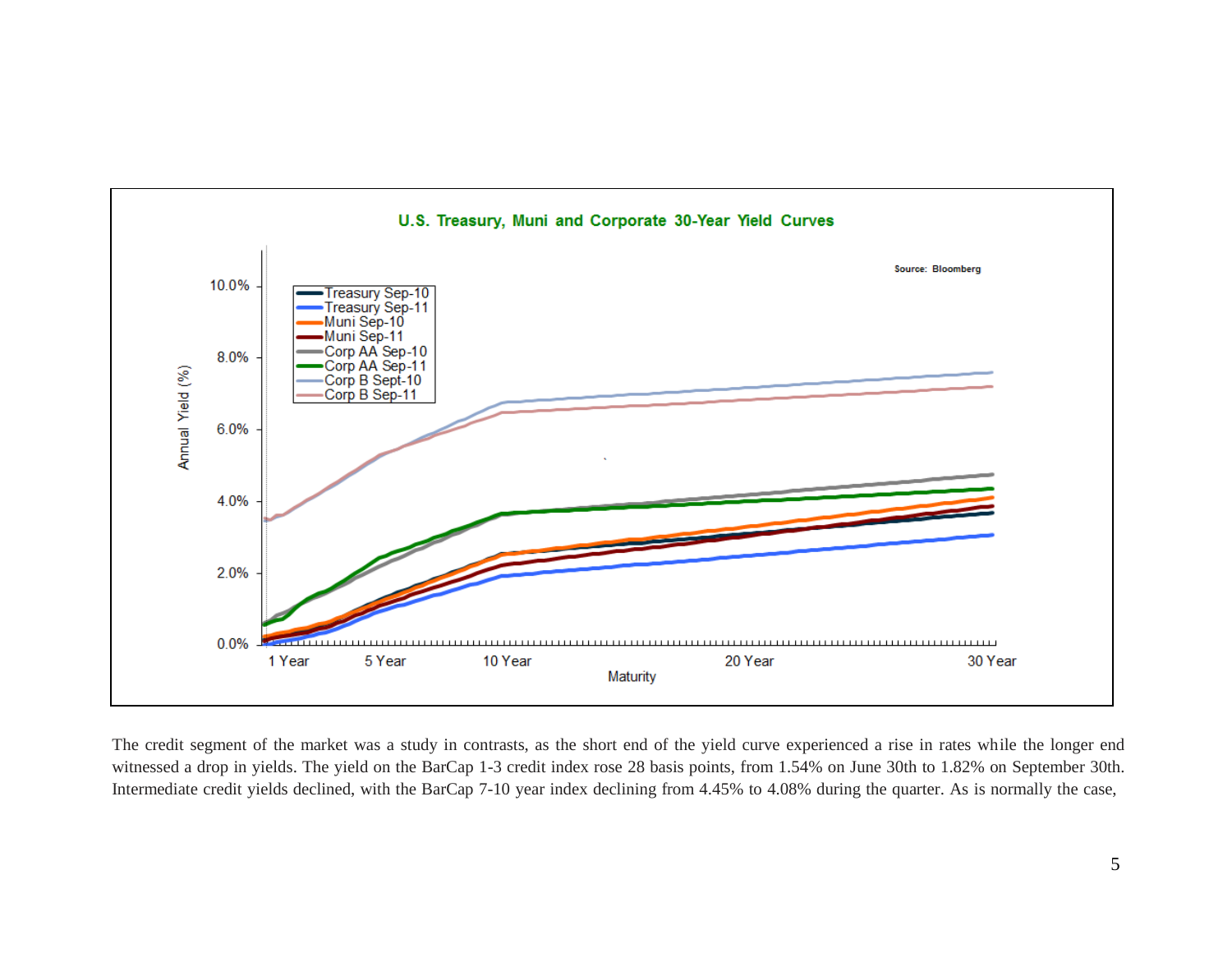The credit segment of the market was a study in contrasts, as the short end of the yield curve experienced a rise in rates while the longer end witnessed a drop in yields. The yield on the BarCap 1-3 credit index rose 28 basis points, from 1.54% on June 30th to 1.82% on September 30th. Intermediate credit yields declined, with the BarCap 7-10 year index declining from 4.45% to 4.08% during the quarter. As is normally the case,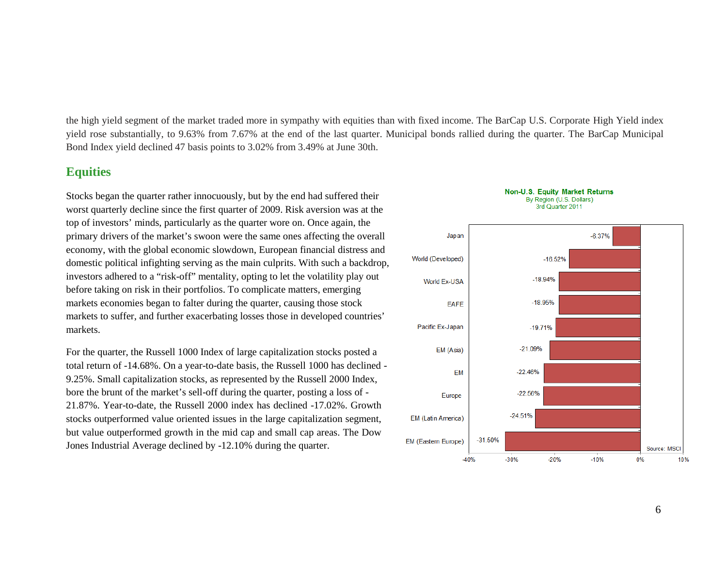the high yield segment of the market traded more in sympathy with equities than with fixed income. The BarCap U.S. Corporate High Yield index yield rose substantially, to 9.63% from 7.67% at the end of the last quarter. Municipal bonds rallied during the quarter. The BarCap Municipal Bond Index yield declined 47 basis points to 3.02% from 3.49% at June 30th.

## Equities

Stocks began the quarter rather innocuously, but by the end had suffered their worst quarterly decline since the first quarter of 2009. Risk aversion was at the top of investors' minds, particularly as the quarter wore on. Once again, the primary drivers of the market's swoon were the same ones affecting the overall economy, with the global economic slowdown, European financial distress and domestic political infighting serving as the main culprits. With such a backdrop, investors adhered to a "risk-off" mentality, opting to let the volatility play out before taking on risk in their portfolios. To complicate matters, emerging markets economies began to falter during the quarter, causing those stock markets to suffer, and further exacerbating losses those in developed countries' markets.

For the quarter, the Russell 1000 Index of large capitalization stocks posted a total return of -14.68%. On a year-to-date basis, the Russell 1000 has declined -9.25%. Small capitalization stocks, as represented by the Russell 2000 Index, bore the brunt of the market's sell-off during the quarter, posting a loss of -21.87%. Year-to-date, the Russell 2000 index has declined -17.02%. Growth stocks outperformed value oriented issues in the large capitalization segment, but value outperformed growth in the mid cap and small cap areas. The Dow Jones Industrial Average declined by -12.10% during the quarter.

**Non-U.S. Equity Market Returns**
By Region (U.S. Dollars)
3rd Quarter 2011

| Region | Return |
|---|---|
| Japan | -6.37% |
| World (Developed) | -16.52% |
| World Ex-USA | -18.94% |
| EAFE | -18.95% |
| Pacific Ex-Japan | -19.71% |
| EM (Asia) | -21.09% |
| EM | -22.46% |
| Europe | -22.56% |
| EM (Latin America) | -24.51% |
| EM (Eastern Europe) | -31.50% |

Source: MSCI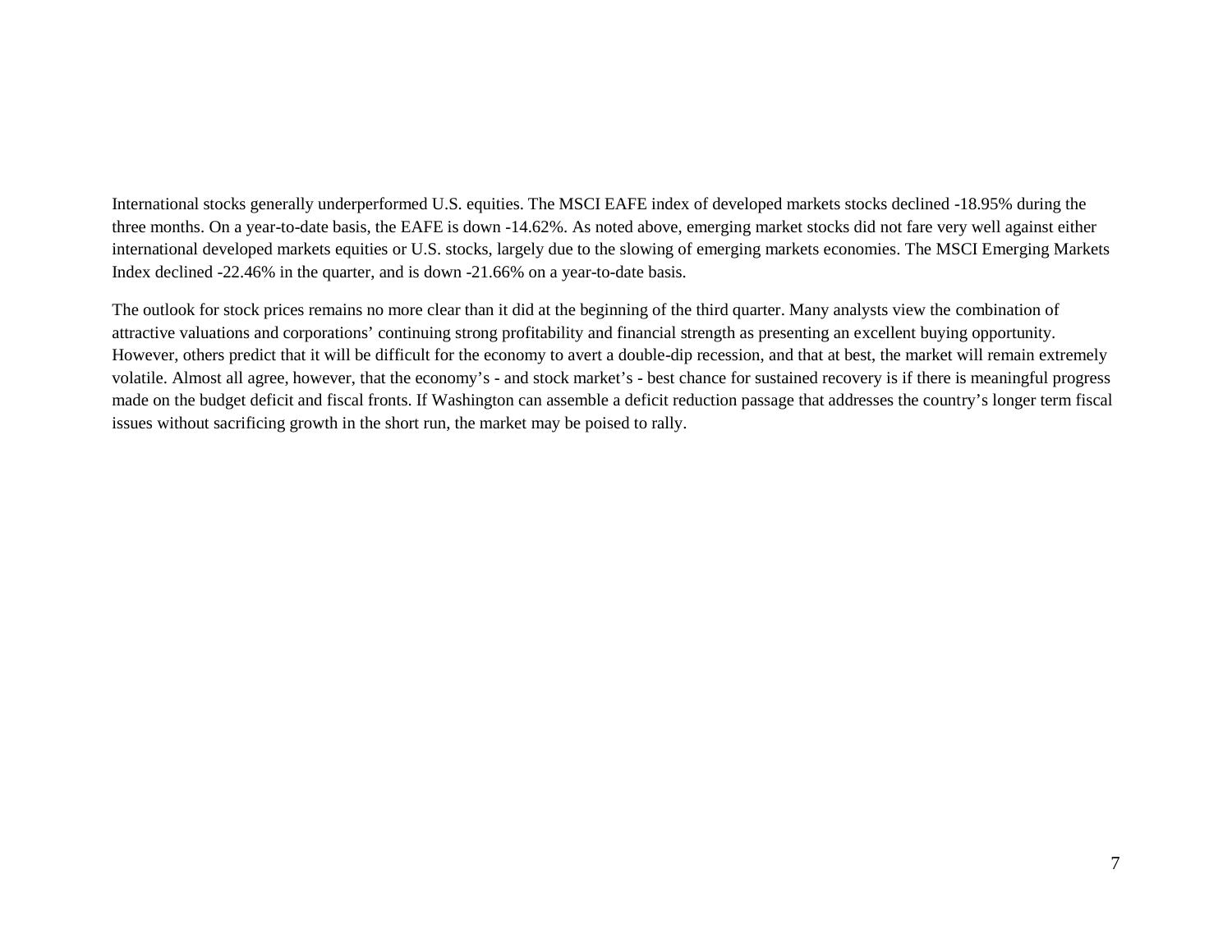International stocks generally underperformed U.S. equities. The MSCI EAFE index of developed markets stocks declined -18.95% during the three months. On a year-to-date basis, the EAFE is down -14.62%. As noted above, emerging market stocks did not fare very well against either international developed markets equities or U.S. stocks, largely due to the slowing of emerging markets economies. The MSCI Emerging Markets Index declined -22.46% in the quarter, and is down -21.66% on a year-to-date basis.

The outlook for stock prices remains no more clear than it did at the beginning of the third quarter. Many analysts view the combination of attractive valuations and corporations' continuing strong profitability and financial strength as presenting an excellent buying opportunity. However, others predict that it will be difficult for the economy to avert a double-dip recession, and that at best, the market will remain extremely volatile. Almost all agree, however, that the economy's - and stock market's - best chance for sustained recovery is if there is meaningful progress made on the budget deficit and fiscal fronts. If Washington can assemble a deficit reduction passage that addresses the country's longer term fiscal issues without sacrificing growth in the short run, the market may be poised to rally.